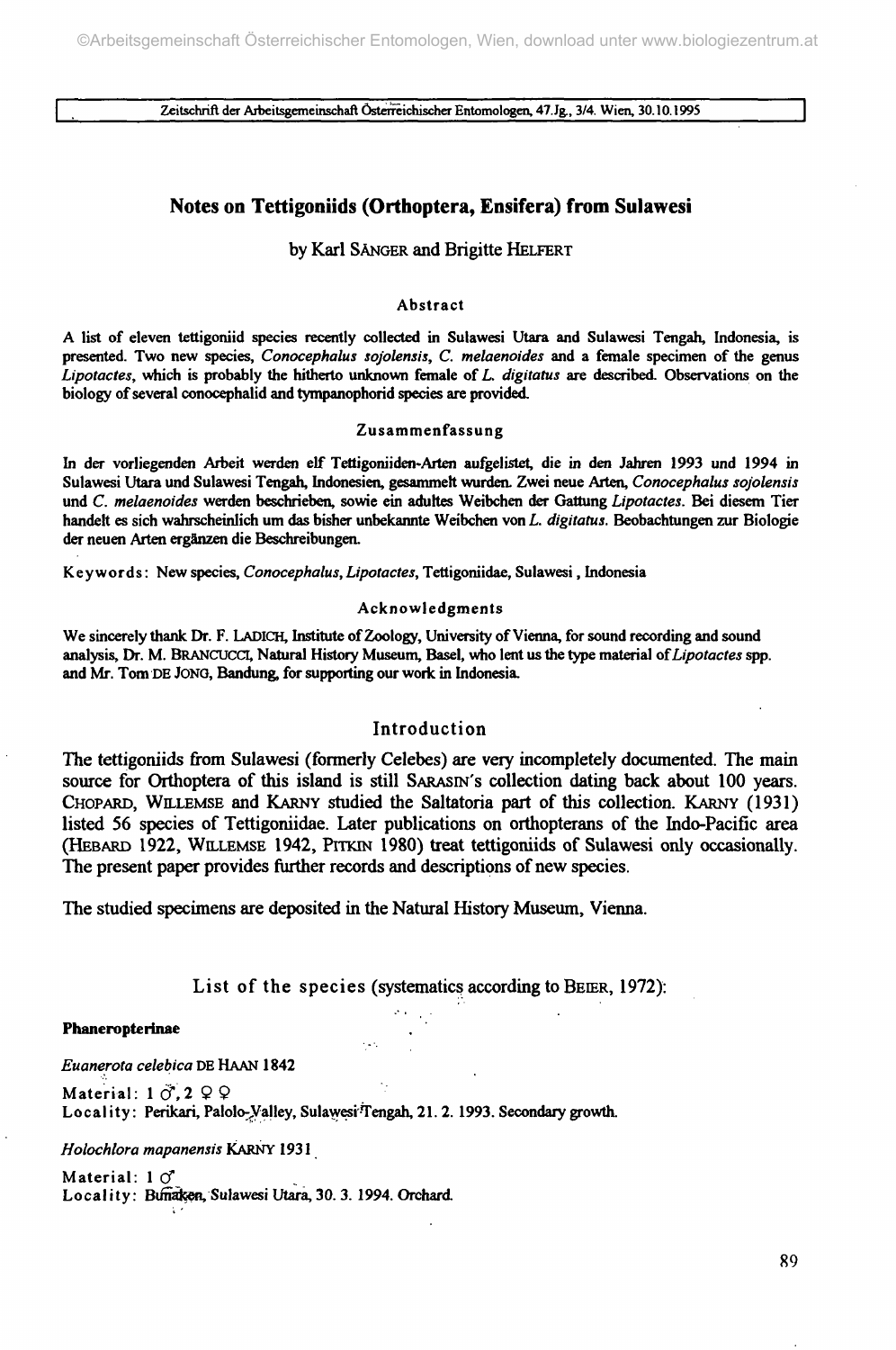# Notes on Tettigoniids (Orthoptera, Ensifera) from Sulawesi

by Karl SÄNGER and Brigitte HELFERT

### Abstract

A list of eleven tettigoniid species recently collected in Sulawesi Utara and Sulawesi Tengah, Indonesia, is presented. Two new species, *Conocephalus sojolensis*, *C. melaenoides* and a female specimen of the genus *Lipotactes*, which is probably the hitherto unknown female of *L. digitatus* are described. Observations on the biology of several conocephalid and tympanophorid species are provided.

### Zusammenfassung

In der vorliegenden Arbeit werden elf Tettigoniiden-Arten aufgelistet, die in den Jahren 1993 und 1994 in Sulawesi Utara und Sulawesi Tengah, Indonesien, gesammelt wurden. Zwei neue Arten, *Conocephalus sojolensis* und *C. melaenoides* werden beschrieben, sowie ein adultes Weibchen der Gattung *Lipotactes*. Bei diesem Tier handelt es sich wahrscheinlich um das bisher unbekannte Weibchen von *L. digitatus*. Beobachtungen zur Biologie der neuen Arten ergänzen die Beschreibungen.

Keywords: New species, *Conocephalus*, *Lipotactes*, Tettigoniidae, Sulawesi, Indonesia

### Acknowledgments

We sincerely thank Dr. F. LADICH, Institute of Zoology, University of Vienna, for sound recording and sound analysis, Dr. M. BRANCUCCI, Natural History Museum, Basel, who lent us the type material of *Lipotactes* spp. and Mr. Tom DE JONG, Bandung, for supporting our work in Indonesia.

## Introduction

The tettigoniids from Sulawesi (formerly Celebes) are very incompletely documented. The main source for Orthoptera of this island is still SARASIN's collection dating back about 100 years. CHOPARD, WILLEMSE and KARNY studied the Saltatoria part of this collection. KARNY (1931) listed 56 species of Tettigoniidae. Later publications on orthopterans of the Indo-Pacific area (HEBARD 1922, WILLEMSE 1942, PITKIN 1980) treat tettigoniids of Sulawesi only occasionally. The present paper provides further records and descriptions of new species.

The studied specimens are deposited in the Natural History Museum, Vienna.

## List of the species (systematics according to BEIER, 1972):

**Phaneropterinae**

*Euanerota celebica* DE HAAN 1842

Material: 1 ♂, 2 ♀♀
Locality: Perikari, Palolo-Valley, Sulawesi Tengah, 21. 2. 1993. Secondary growth.

*Holochlora mapanensis* KARNY 1931

Material: 1 ♂
Locality: Bunaken, Sulawesi Utara, 30. 3. 1994. Orchard.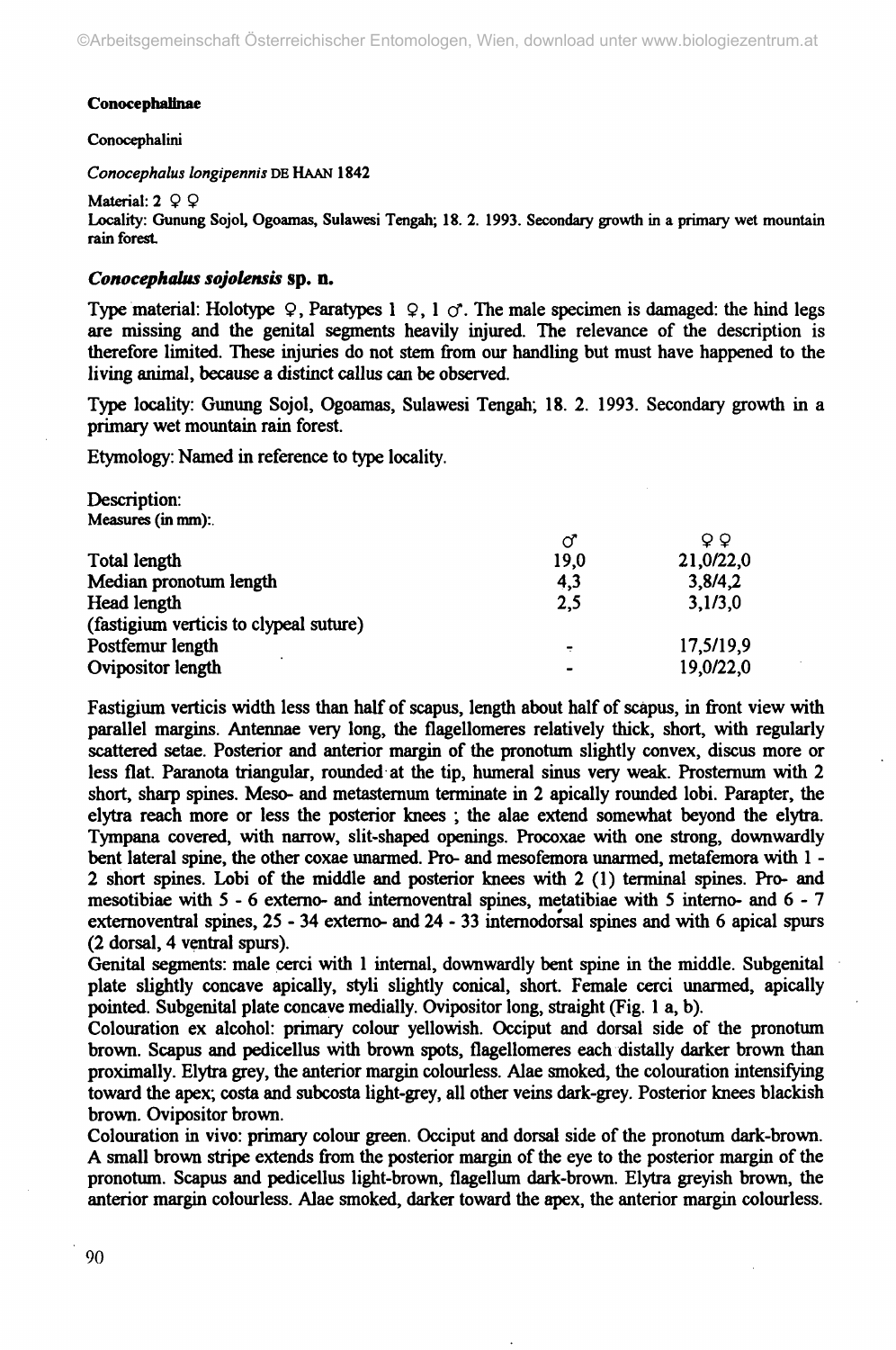**Conocephalinae**

Conocephalini

*Conocephalus longipennis* DE HAAN 1842

Material: 2 ♀♀
Locality: Gunung Sojol, Ogoamas, Sulawesi Tengah; 18. 2. 1993. Secondary growth in a primary wet mountain rain forest.

### *Conocephalus sojolensis* sp. n.

Type material: Holotype ♀, Paratypes 1 ♀, 1 ♂. The male specimen is damaged: the hind legs are missing and the genital segments heavily injured. The relevance of the description is therefore limited. These injuries do not stem from our handling but must have happened to the living animal, because a distinct callus can be observed.

Type locality: Gunung Sojol, Ogoamas, Sulawesi Tengah; 18. 2. 1993. Secondary growth in a primary wet mountain rain forest.

Etymology: Named in reference to type locality.

Description:
Measures (in mm):

| | ♂ | ♀♀ |
|---|---|---|
| Total length | 19,0 | 21,0/22,0 |
| Median pronotum length | 4,3 | 3,8/4,2 |
| Head length (fastigium verticis to clypeal suture) | 2,5 | 3,1/3,0 |
| Postfemur length | - | 17,5/19,9 |
| Ovipositor length | - | 19,0/22,0 |

Fastigium verticis width less than half of scapus, length about half of scapus, in front view with parallel margins. Antennae very long, the flagellomeres relatively thick, short, with regularly scattered setae. Posterior and anterior margin of the pronotum slightly convex, discus more or less flat. Paranota triangular, rounded at the tip, humeral sinus very weak. Prosternum with 2 short, sharp spines. Meso- and metasternum terminate in 2 apically rounded lobi. Parapter, the elytra reach more or less the posterior knees ; the alae extend somewhat beyond the elytra. Tympana covered, with narrow, slit-shaped openings. Procoxae with one strong, downwardly bent lateral spine, the other coxae unarmed. Pro- and mesofemora unarmed, metafemora with 1 - 2 short spines. Lobi of the middle and posterior knees with 2 (1) terminal spines. Pro- and mesotibiae with 5 - 6 externo- and internoventral spines, metatibiae with 5 interno- and 6 - 7 externoventral spines, 25 - 34 externo- and 24 - 33 internodorsal spines and with 6 apical spurs (2 dorsal, 4 ventral spurs).

Genital segments: male cerci with 1 internal, downwardly bent spine in the middle. Subgenital plate slightly concave apically, styli slightly conical, short. Female cerci unarmed, apically pointed. Subgenital plate concave medially. Ovipositor long, straight (Fig. 1 a, b).

Colouration ex alcohol: primary colour yellowish. Occiput and dorsal side of the pronotum brown. Scapus and pedicellus with brown spots, flagellomeres each distally darker brown than proximally. Elytra grey, the anterior margin colourless. Alae smoked, the colouration intensifying toward the apex; costa and subcosta light-grey, all other veins dark-grey. Posterior knees blackish brown. Ovipositor brown.

Colouration in vivo: primary colour green. Occiput and dorsal side of the pronotum dark-brown. A small brown stripe extends from the posterior margin of the eye to the posterior margin of the pronotum. Scapus and pedicellus light-brown, flagellum dark-brown. Elytra greyish brown, the anterior margin colourless. Alae smoked, darker toward the apex, the anterior margin colourless.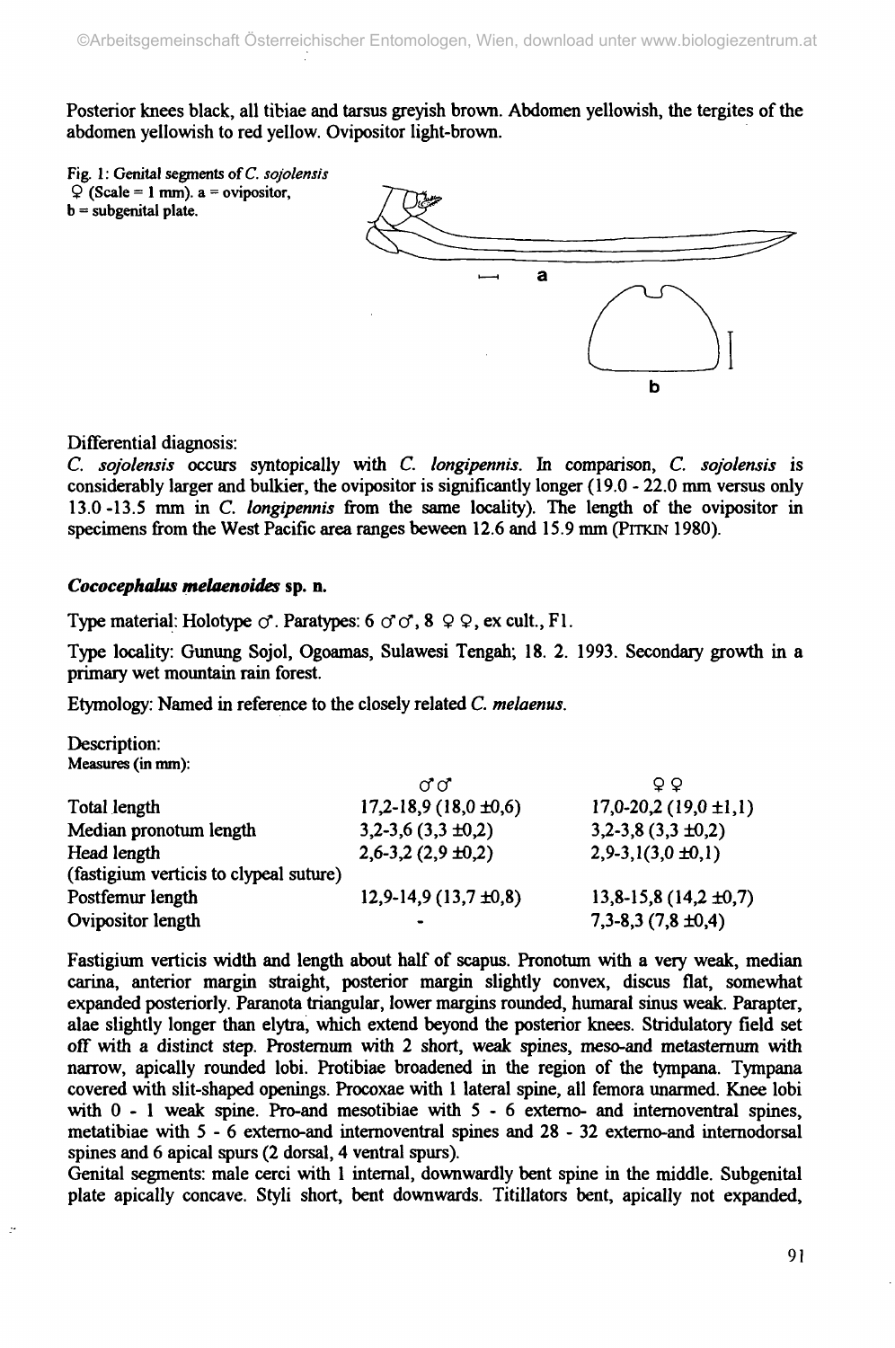Posterior knees black, all tibiae and tarsus greyish brown. Abdomen yellowish, the tergites of the abdomen yellowish to red yellow. Ovipositor light-brown.

Fig. 1: Genital segments of *C. sojolensis* ♀ (Scale = 1 mm). a = ovipositor, b = subgenital plate.

Differential diagnosis:
*C. sojolensis* occurs syntopically with *C. longipennis*. In comparison, *C. sojolensis* is considerably larger and bulkier, the ovipositor is significantly longer (19.0 - 22.0 mm versus only 13.0 -13.5 mm in *C. longipennis* from the same locality). The length of the ovipositor in specimens from the West Pacific area ranges beween 12.6 and 15.9 mm (PITKIN 1980).

### ***Cococephalus melaenoides*** **sp. n.**

Type material: Holotype ♂. Paratypes: 6 ♂♂, 8 ♀♀, ex cult., F1.

Type locality: Gunung Sojol, Ogoamas, Sulawesi Tengah; 18. 2. 1993. Secondary growth in a primary wet mountain rain forest.

Etymology: Named in reference to the closely related *C. melaenus*.

Description:
Measures (in mm):

| | ♂♂ | ♀♀ |
|---|---|---|
| Total length | 17,2-18,9 (18,0 ±0,6) | 17,0-20,2 (19,0 ±1,1) |
| Median pronotum length | 3,2-3,6 (3,3 ±0,2) | 3,2-3,8 (3,3 ±0,2) |
| Head length (fastigium verticis to clypeal suture) | 2,6-3,2 (2,9 ±0,2) | 2,9-3,1(3,0 ±0,1) |
| Postfemur length | 12,9-14,9 (13,7 ±0,8) | 13,8-15,8 (14,2 ±0,7) |
| Ovipositor length | - | 7,3-8,3 (7,8 ±0,4) |

Fastigium verticis width and length about half of scapus. Pronotum with a very weak, median carina, anterior margin straight, posterior margin slightly convex, discus flat, somewhat expanded posteriorly. Paranota triangular, lower margins rounded, humaral sinus weak. Parapter, alae slightly longer than elytra, which extend beyond the posterior knees. Stridulatory field set off with a distinct step. Prosternum with 2 short, weak spines, meso-and metasternum with narrow, apically rounded lobi. Protibiae broadened in the region of the tympana. Tympana covered with slit-shaped openings. Procoxae with 1 lateral spine, all femora unarmed. Knee lobi with 0 - 1 weak spine. Pro-and mesotibiae with 5 - 6 externo- and internoventral spines, metatibiae with 5 - 6 externo-and internoventral spines and 28 - 32 externo-and internodorsal spines and 6 apical spurs (2 dorsal, 4 ventral spurs).
Genital segments: male cerci with 1 internal, downwardly bent spine in the middle. Subgenital plate apically concave. Styli short, bent downwards. Titillators bent, apically not expanded,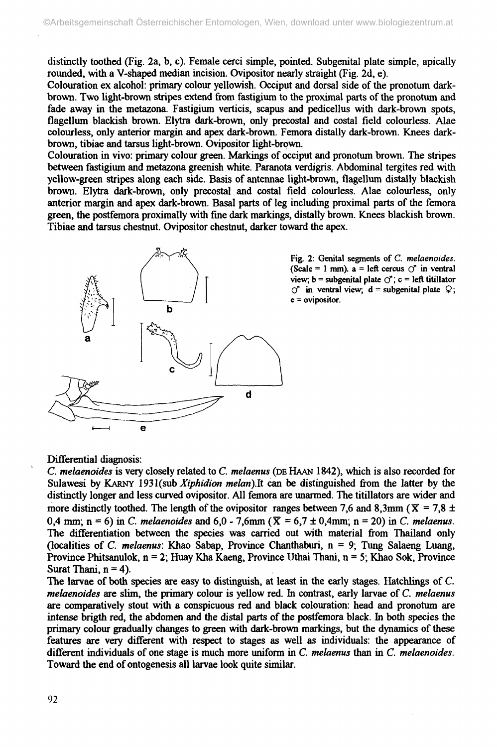distinctly toothed (Fig. 2a, b, c). Female cerci simple, pointed. Subgenital plate simple, apically rounded, with a V-shaped median incision. Ovipositor nearly straight (Fig. 2d, e).

Colouration ex alcohol: primary colour yellowish. Occiput and dorsal side of the pronotum dark-brown. Two light-brown stripes extend from fastigium to the proximal parts of the pronotum and fade away in the metazona. Fastigium verticis, scapus and pedicellus with dark-brown spots, flagellum blackish brown. Elytra dark-brown, only precostal and costal field colourless. Alae colourless, only anterior margin and apex dark-brown. Femora distally dark-brown. Knees dark-brown, tibiae and tarsus light-brown. Ovipositor light-brown.

Colouration in vivo: primary colour green. Markings of occiput and pronotum brown. The stripes between fastigium and metazona greenish white. Paranota verdigris. Abdominal tergites red with yellow-green stripes along each side. Basis of antennae light-brown, flagellum distally blackish brown. Elytra dark-brown, only precostal and costal field colourless. Alae colourless, only anterior margin and apex dark-brown. Basal parts of leg including proximal parts of the femora green, the postfemora proximally with fine dark markings, distally brown. Knees blackish brown. Tibiae and tarsus chestnut. Ovipositor chestnut, darker toward the apex.

Fig. 2: Genital segments of *C. melaenoides*. (Scale = 1 mm). a = left cercus ♂ in ventral view; b = subgenital plate ♂; c = left titillator ♂ in ventral view; d = subgenital plate ♀; e = ovipositor.

Differential diagnosis:

*C. melaenoides* is very closely related to *C. melaenus* (DE HAAN 1842), which is also recorded for Sulawesi by KARNY 1931(sub *Xiphidion melan*).It can be distinguished from the latter by the distinctly longer and less curved ovipositor. All femora are unarmed. The titillators are wider and more distinctly toothed. The length of the ovipositor ranges between 7,6 and 8,3mm ($\overline{X}$ = 7,8 ± 0,4 mm; n = 6) in *C. melaenoides* and 6,0 - 7,6mm ($\overline{X}$ = 6,7 ± 0,4mm; n = 20) in *C. melaenus*. The differentiation between the species was carried out with material from Thailand only (localities of *C. melaenus*: Khao Sabap, Province Chanthaburi, n = 9; Tung Salaeng Luang, Province Phitsanulok, n = 2; Huay Kha Kaeng, Province Uthai Thani, n = 5; Khao Sok, Province Surat Thani, n = 4).

The larvae of both species are easy to distinguish, at least in the early stages. Hatchlings of *C. melaenoides* are slim, the primary colour is yellow red. In contrast, early larvae of *C. melaenus* are comparatively stout with a conspicuous red and black colouration: head and pronotum are intense brigth red, the abdomen and the distal parts of the postfemora black. In both species the primary colour gradually changes to green with dark-brown markings, but the dynamics of these features are very different with respect to stages as well as individuals: the appearance of different individuals of one stage is much more uniform in *C. melaenus* than in *C. melaenoides*. Toward the end of ontogenesis all larvae look quite similar.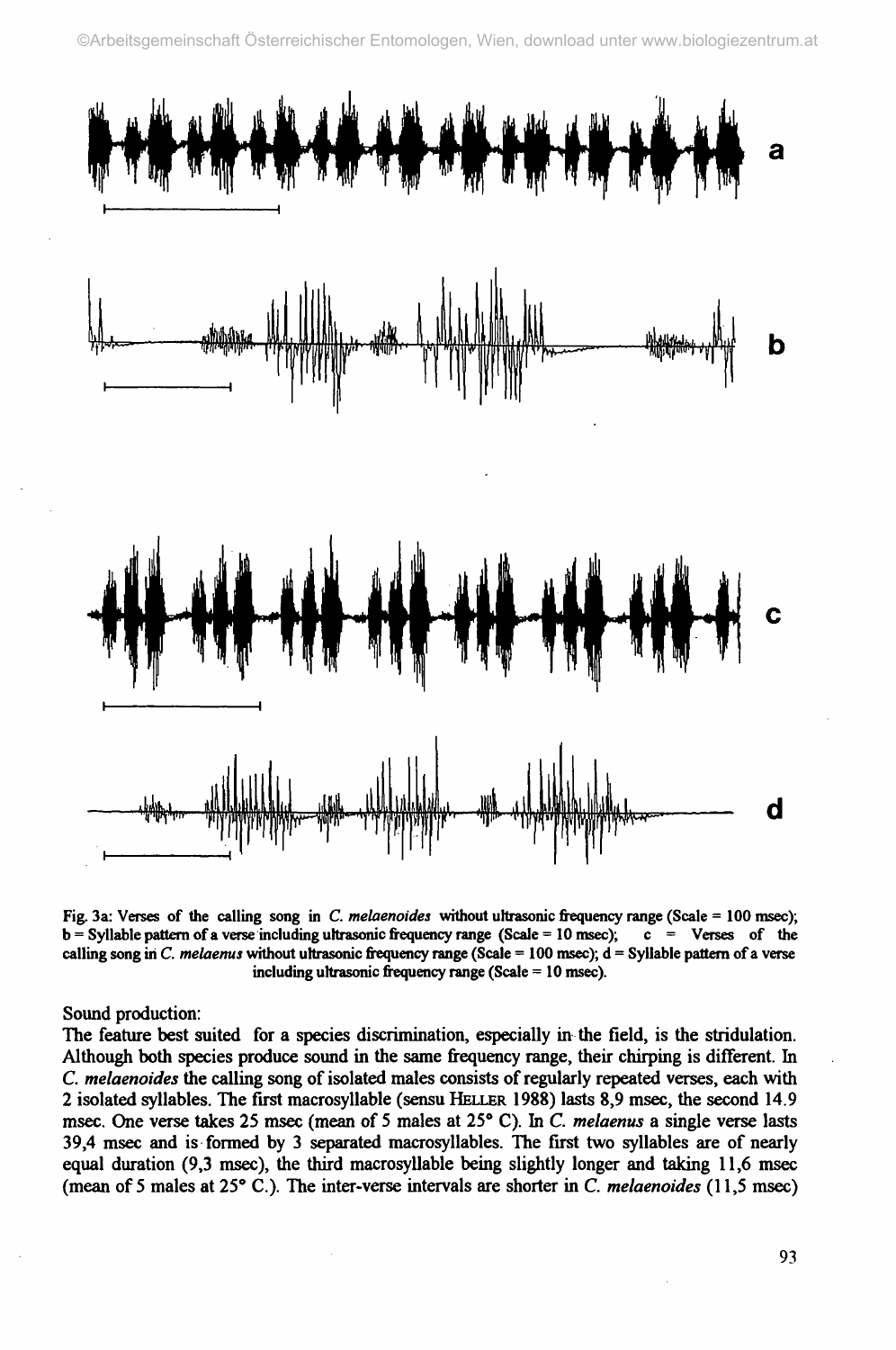Fig. 3a: Verses of the calling song in *C. melaenoides* without ultrasonic frequency range (Scale = 100 msec); b = Syllable pattern of a verse including ultrasonic frequency range (Scale = 10 msec); c = Verses of the calling song in *C. melaenus* without ultrasonic frequency range (Scale = 100 msec); d = Syllable pattern of a verse including ultrasonic frequency range (Scale = 10 msec).

Sound production:

The feature best suited for a species discrimination, especially in the field, is the stridulation. Although both species produce sound in the same frequency range, their chirping is different. In *C. melaenoides* the calling song of isolated males consists of regularly repeated verses, each with 2 isolated syllables. The first macrosyllable (sensu HELLER 1988) lasts 8,9 msec, the second 14.9 msec. One verse takes 25 msec (mean of 5 males at 25° C). In *C. melaenus* a single verse lasts 39,4 msec and is formed by 3 separated macrosyllables. The first two syllables are of nearly equal duration (9,3 msec), the third macrosyllable being slightly longer and taking 11,6 msec (mean of 5 males at 25° C.). The inter-verse intervals are shorter in *C. melaenoides* (11,5 msec)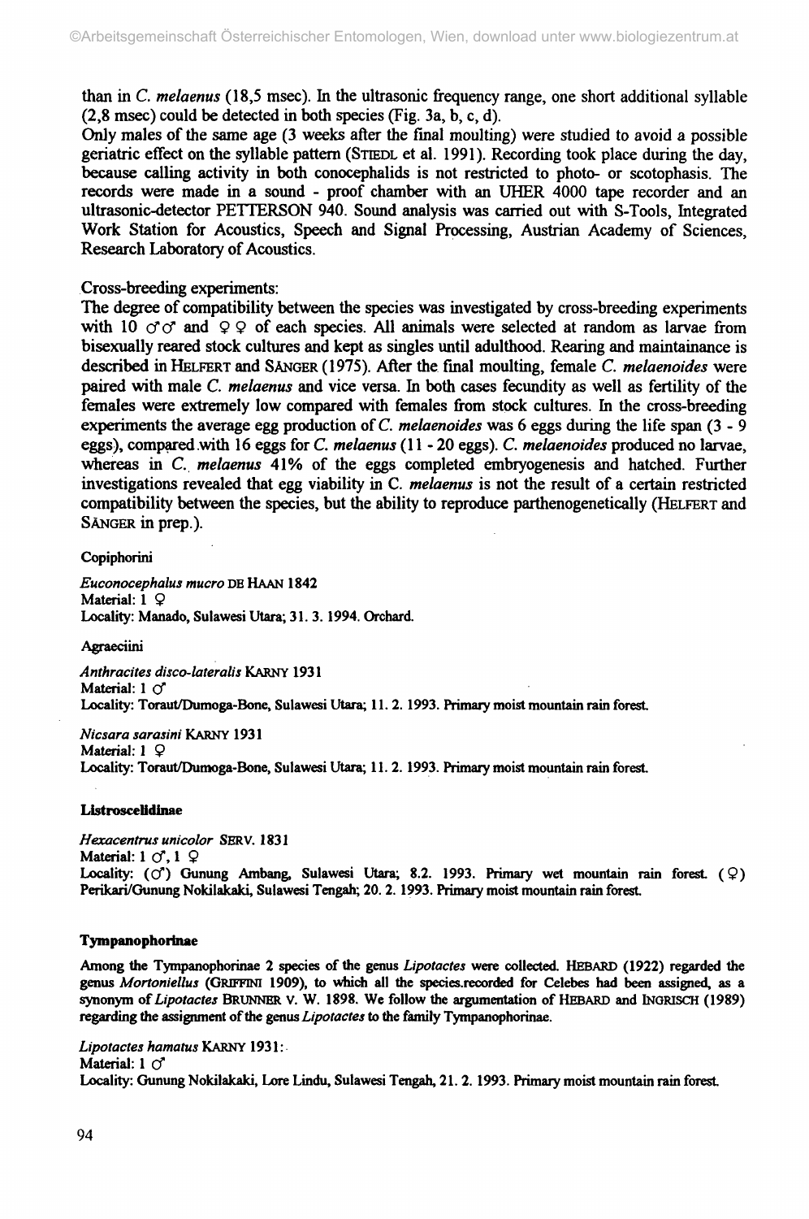than in *C. melaenus* (18,5 msec). In the ultrasonic frequency range, one short additional syllable (2,8 msec) could be detected in both species (Fig. 3a, b, c, d).

Only males of the same age (3 weeks after the final moulting) were studied to avoid a possible geriatric effect on the syllable pattern (STIEDL et al. 1991). Recording took place during the day, because calling activity in both conocephalids is not restricted to photo- or scotophasis. The records were made in a sound - proof chamber with an UHER 4000 tape recorder and an ultrasonic-detector PETTERSON 940. Sound analysis was carried out with S-Tools, Integrated Work Station for Acoustics, Speech and Signal Processing, Austrian Academy of Sciences, Research Laboratory of Acoustics.

Cross-breeding experiments:

The degree of compatibility between the species was investigated by cross-breeding experiments with 10 ♂♂ and ♀♀ of each species. All animals were selected at random as larvae from bisexually reared stock cultures and kept as singles until adulthood. Rearing and maintainance is described in HELFERT and SÄNGER (1975). After the final moulting, female *C. melaenoides* were paired with male *C. melaenus* and vice versa. In both cases fecundity as well as fertility of the females were extremely low compared with females from stock cultures. In the cross-breeding experiments the average egg production of *C. melaenoides* was 6 eggs during the life span (3 - 9 eggs), compared with 16 eggs for *C. melaenus* (11 - 20 eggs). *C. melaenoides* produced no larvae, whereas in *C. melaenus* 41% of the eggs completed embryogenesis and hatched. Further investigations revealed that egg viability in *C. melaenus* is not the result of a certain restricted compatibility between the species, but the ability to reproduce parthenogenetically (HELFERT and SÄNGER in prep.).

Copiphorini

*Euconocephalus mucro* DE HAAN 1842
Material: 1 ♀
Locality: Manado, Sulawesi Utara; 31. 3. 1994. Orchard.

Agraeciini

*Anthracites disco-lateralis* KARNY 1931
Material: 1 ♂
Locality: Toraut/Dumoga-Bone, Sulawesi Utara; 11. 2. 1993. Primary moist mountain rain forest.

*Nicsara sarasini* KARNY 1931
Material: 1 ♀
Locality: Toraut/Dumoga-Bone, Sulawesi Utara; 11. 2. 1993. Primary moist mountain rain forest.

**Listroscelidinae**

*Hexacentrus unicolor* SERV. 1831
Material: 1 ♂, 1 ♀
Locality: (♂) Gunung Ambang, Sulawesi Utara; 8.2. 1993. Primary wet mountain rain forest. (♀) Perikari/Gunung Nokilakaki, Sulawesi Tengah; 20. 2. 1993. Primary moist mountain rain forest.

**Tympanophorinae**

Among the Tympanophorinae 2 species of the genus *Lipotactes* were collected. HEBARD (1922) regarded the genus *Mortoniellus* (GRIFFINI 1909), to which all the species recorded for Celebes had been assigned, as a synonym of *Lipotactes* BRUNNER V. W. 1898. We follow the argumentation of HEBARD and INGRISCH (1989) regarding the assignment of the genus *Lipotactes* to the family Tympanophorinae.

*Lipotactes hamatus* KARNY 1931:
Material: 1 ♂
Locality: Gunung Nokilakaki, Lore Lindu, Sulawesi Tengah, 21. 2. 1993. Primary moist mountain rain forest.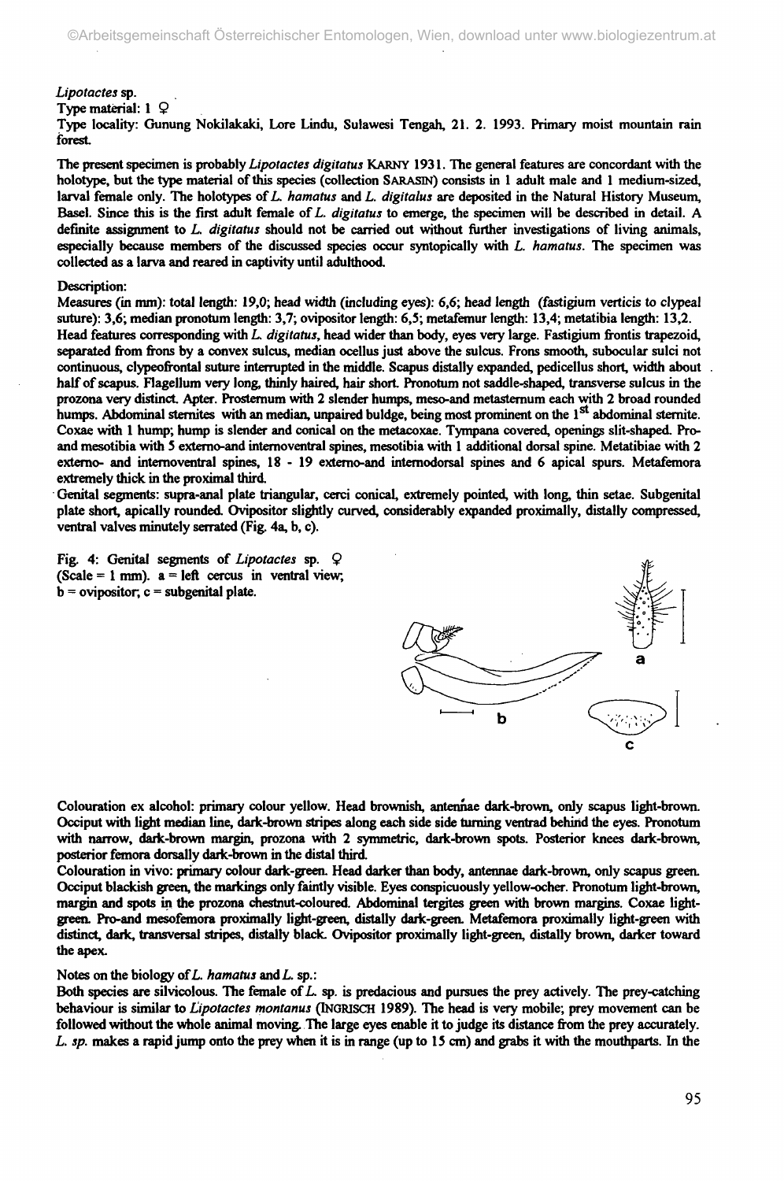*Lipotactes* sp.

Type material: 1 ♀

Type locality: Gunung Nokilakaki, Lore Lindu, Sulawesi Tengah, 21. 2. 1993. Primary moist mountain rain forest.

The present specimen is probably *Lipotactes digitatus* KARNY 1931. The general features are concordant with the holotype, but the type material of this species (collection SARASIN) consists in 1 adult male and 1 medium-sized, larval female only. The holotypes of *L. hamatus* and *L. digitalus* are deposited in the Natural History Museum, Basel. Since this is the first adult female of *L. digitatus* to emerge, the specimen will be described in detail. A definite assignment to *L. digitatus* should not be carried out without further investigations of living animals, especially because members of the discussed species occur syntopically with *L. hamatus*. The specimen was collected as a larva and reared in captivity until adulthood.

Description:

Measures (in mm): total length: 19,0; head width (including eyes): 6,6; head length (fastigium verticis to clypeal suture): 3,6; median pronotum length: 3,7; ovipositor length: 6,5; metafemur length: 13,4; metatibia length: 13,2.

Head features corresponding with *L. digitatus*, head wider than body, eyes very large. Fastigium frontis trapezoid, separated from frons by a convex sulcus, median ocellus just above the sulcus. Frons smooth, subocular sulci not continuous, clypeofrontal suture interrupted in the middle. Scapus distally expanded, pedicellus short, width about half of scapus. Flagellum very long, thinly haired, hair short. Pronotum not saddle-shaped, transverse sulcus in the prozona very distinct. Apter. Prosternum with 2 slender humps, meso-and metasternum each with 2 broad rounded humps. Abdominal sternites with an median, unpaired buldge, being most prominent on the 1st abdominal sternite. Coxae with 1 hump; hump is slender and conical on the metacoxae. Tympana covered, openings slit-shaped. Pro- and mesotibia with 5 externo-and internoventral spines, mesotibia with 1 additional dorsal spine. Metatibiae with 2 externo- and internoventral spines, 18 - 19 externo-and internodorsal spines and 6 apical spurs. Metafemora extremely thick in the proximal third.

Genital segments: supra-anal plate triangular, cerci conical, extremely pointed, with long, thin setae. Subgenital plate short, apically rounded. Ovipositor slightly curved, considerably expanded proximally, distally compressed, ventral valves minutely serrated (Fig. 4a, b, c).

Fig. 4: Genital segments of *Lipotactes* sp. ♀ (Scale = 1 mm). a = left cercus in ventral view; b = ovipositor; c = subgenital plate.

Colouration ex alcohol: primary colour yellow. Head brownish, antennae dark-brown, only scapus light-brown. Occiput with light median line, dark-brown stripes along each side side turning ventrad behind the eyes. Pronotum with narrow, dark-brown margin, prozona with 2 symmetric, dark-brown spots. Posterior knees dark-brown, posterior femora dorsally dark-brown in the distal third.

Colouration in vivo: primary colour dark-green. Head darker than body, antennae dark-brown, only scapus green. Occiput blackish green, the markings only faintly visible. Eyes conspicuously yellow-ocher. Pronotum light-brown, margin and spots in the prozona chestnut-coloured. Abdominal tergites green with brown margins. Coxae light-green. Pro-and mesofemora proximally light-green, distally dark-green. Metafemora proximally light-green with distinct, dark, transversal stripes, distally black. Ovipositor proximally light-green, distally brown, darker toward the apex.

Notes on the biology of *L. hamatus* and *L.* sp.:

Both species are silvicolous. The female of *L.* sp. is predacious and pursues the prey actively. The prey-catching behaviour is similar to *Lipotactes montanus* (INGRISCH 1989). The head is very mobile; prey movement can be followed without the whole animal moving. The large eyes enable it to judge its distance from the prey accurately. *L. sp.* makes a rapid jump onto the prey when it is in range (up to 15 cm) and grabs it with the mouthparts. In the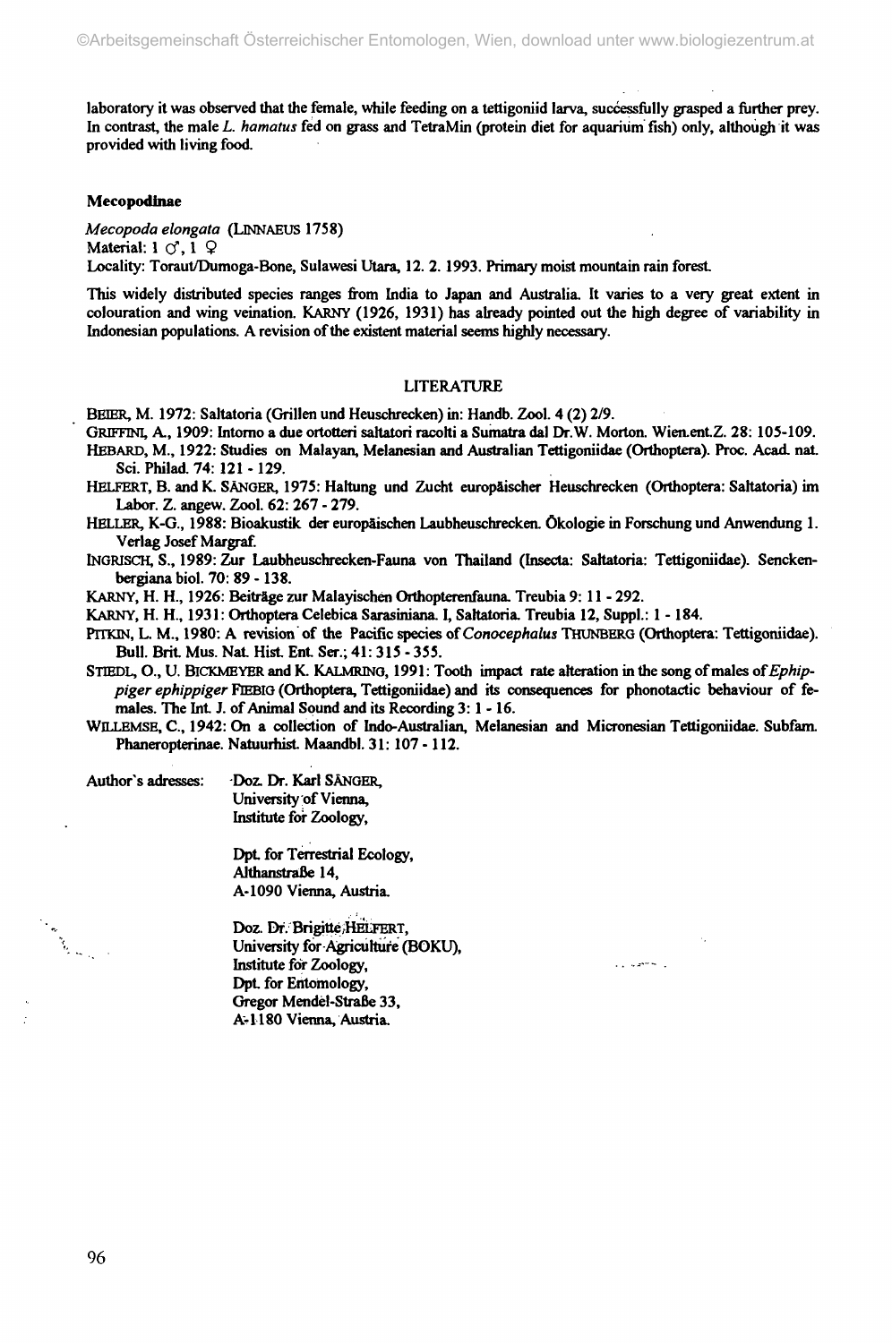laboratory it was observed that the female, while feeding on a tettigoniid larva, successfully grasped a further prey. In contrast, the male *L. hamatus* fed on grass and TetraMin (protein diet for aquarium fish) only, although it was provided with living food.

### Mecopodinae

*Mecopoda elongata* (LINNAEUS 1758)
Material: 1 ♂, 1 ♀
Locality: Toraut/Dumoga-Bone, Sulawesi Utara, 12. 2. 1993. Primary moist mountain rain forest.

This widely distributed species ranges from India to Japan and Australia. It varies to a very great extent in colouration and wing veination. KARNY (1926, 1931) has already pointed out the high degree of variability in Indonesian populations. A revision of the existent material seems highly necessary.

## LITERATURE

BEIER, M. 1972: Saltatoria (Grillen und Heuschrecken) in: Handb. Zool. 4 (2) 2/9.

GRIFFINI, A., 1909: Intorno a due ortotteri saltatori racolti a Sumatra dal Dr.W. Morton. Wien.ent.Z. 28: 105-109.

HEBARD, M., 1922: Studies on Malayan, Melanesian and Australian Tettigoniidae (Orthoptera). Proc. Acad. nat. Sci. Philad. 74: 121 - 129.

HELFERT, B. and K. SÄNGER, 1975: Haltung und Zucht europäischer Heuschrecken (Orthoptera: Saltatoria) im Labor. Z. angew. Zool. 62: 267 - 279.

HELLER, K-G., 1988: Bioakustik der europäischen Laubheuschrecken. Ökologie in Forschung und Anwendung 1. Verlag Josef Margraf.

INGRISCH, S., 1989: Zur Laubheuschrecken-Fauna von Thailand (Insecta: Saltatoria: Tettigoniidae). Senckenbergiana biol. 70: 89 - 138.

KARNY, H. H., 1926: Beiträge zur Malayischen Orthopterenfauna. Treubia 9: 11 - 292.

KARNY, H. H., 1931: Orthoptera Celebica Sarasiniana. I, Saltatoria. Treubia 12, Suppl.: 1 - 184.

PITKIN, L. M., 1980: A revision of the Pacific species of *Conocephalus* THUNBERG (Orthoptera: Tettigoniidae). Bull. Brit. Mus. Nat. Hist. Ent. Ser.; 41: 315 - 355.

STIEDL, O., U. BICKMEYER and K. KALMRING, 1991: Tooth impact rate alteration in the song of males of *Ephippiger ephippiger* FIEBIG (Orthoptera, Tettigoniidae) and its consequences for phonotactic behaviour of females. The Int. J. of Animal Sound and its Recording 3: 1 - 16.

WILLEMSE, C., 1942: On a collection of Indo-Australian, Melanesian and Micronesian Tettigoniidae. Subfam. Phaneropterinae. Natuurhist. Maandbl. 31: 107 - 112.

Author's adresses:

Doz. Dr. Karl SÄNGER,
University of Vienna,
Institute for Zoology,

Dpt. for Terrestrial Ecology,
Althanstraße 14,
A-1090 Vienna, Austria.

Doz. Dr. Brigitte HELFERT,
University for Agriculture (BOKU),
Institute for Zoology,
Dpt. for Entomology,
Gregor Mendel-Straße 33,
A-1180 Vienna, Austria.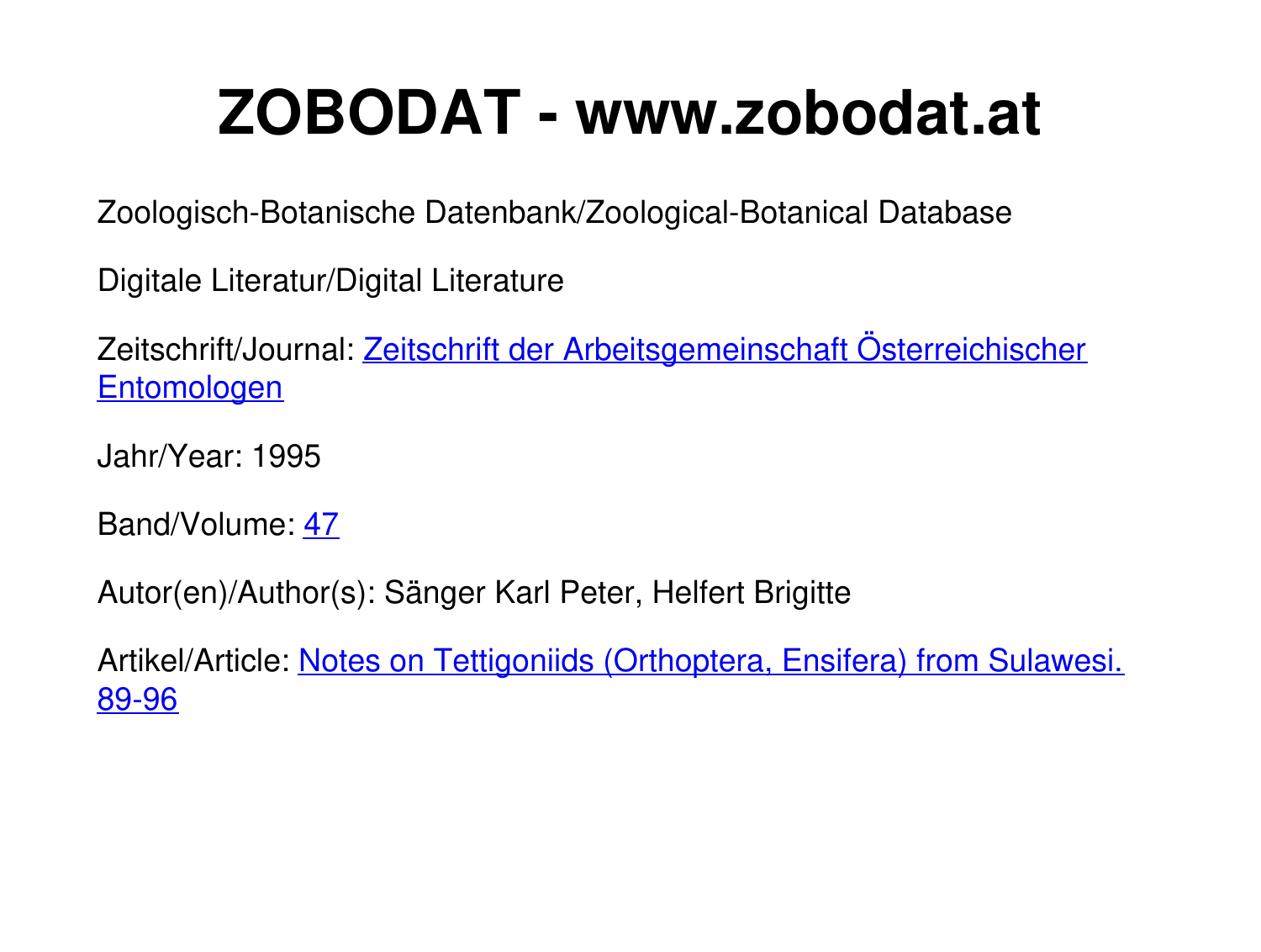# ZOBODAT - www.zobodat.at

Zoologisch-Botanische Datenbank/Zoological-Botanical Database

Digitale Literatur/Digital Literature

Zeitschrift/Journal: Zeitschrift der Arbeitsgemeinschaft Österreichischer Entomologen

Jahr/Year: 1995

Band/Volume: 47

Autor(en)/Author(s): Sänger Karl Peter, Helfert Brigitte

Artikel/Article: Notes on Tettigoniids (Orthoptera, Ensifera) from Sulawesi. 89-96